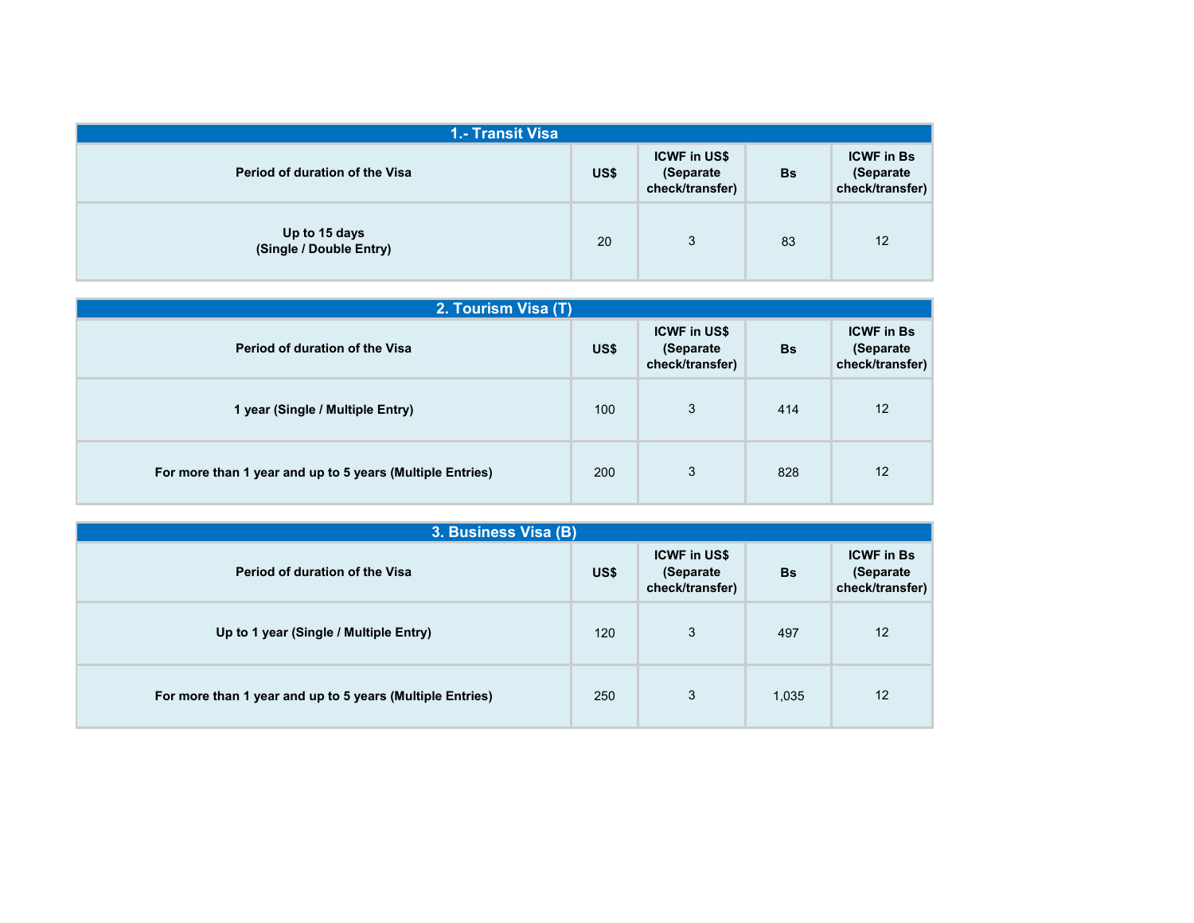## 1.- Transit Visa

| Period of duration of the Visa | US$ | ICWF in US$ (Separate check/transfer) | Bs | ICWF in Bs (Separate check/transfer) |
|---|---|---|---|---|
| Up to 15 days (Single / Double Entry) | 20 | 3 | 83 | 12 |

## 2. Tourism Visa (T)

| Period of duration of the Visa | US$ | ICWF in US$ (Separate check/transfer) | Bs | ICWF in Bs (Separate check/transfer) |
|---|---|---|---|---|
| 1 year (Single / Multiple Entry) | 100 | 3 | 414 | 12 |
| For more than 1 year and up to 5 years (Multiple Entries) | 200 | 3 | 828 | 12 |

## 3. Business Visa (B)

| Period of duration of the Visa | US$ | ICWF in US$ (Separate check/transfer) | Bs | ICWF in Bs (Separate check/transfer) |
|---|---|---|---|---|
| Up to 1 year (Single / Multiple Entry) | 120 | 3 | 497 | 12 |
| For more than 1 year and up to 5 years (Multiple Entries) | 250 | 3 | 1,035 | 12 |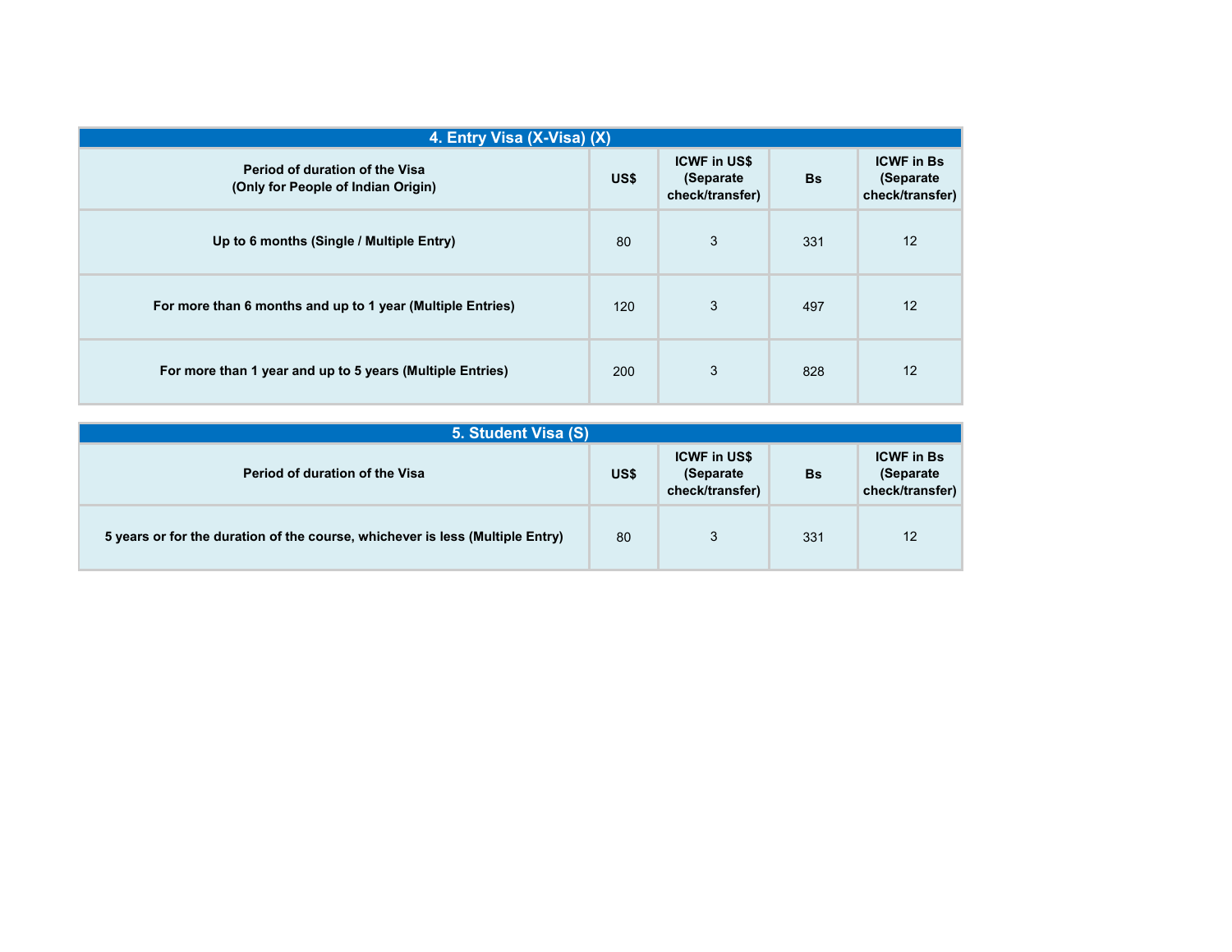## 4. Entry Visa (X-Visa) (X)

| Period of duration of the Visa (Only for People of Indian Origin) | US$ | ICWF in US$ (Separate check/transfer) | Bs | ICWF in Bs (Separate check/transfer) |
|---|---|---|---|---|
| **Up to 6 months (Single / Multiple Entry)** | 80 | 3 | 331 | 12 |
| **For more than 6 months and up to 1 year (Multiple Entries)** | 120 | 3 | 497 | 12 |
| **For more than 1 year and up to 5 years (Multiple Entries)** | 200 | 3 | 828 | 12 |

## 5. Student Visa (S)

| Period of duration of the Visa | US$ | ICWF in US$ (Separate check/transfer) | Bs | ICWF in Bs (Separate check/transfer) |
|---|---|---|---|---|
| **5 years or for the duration of the course, whichever is less (Multiple Entry)** | 80 | 3 | 331 | 12 |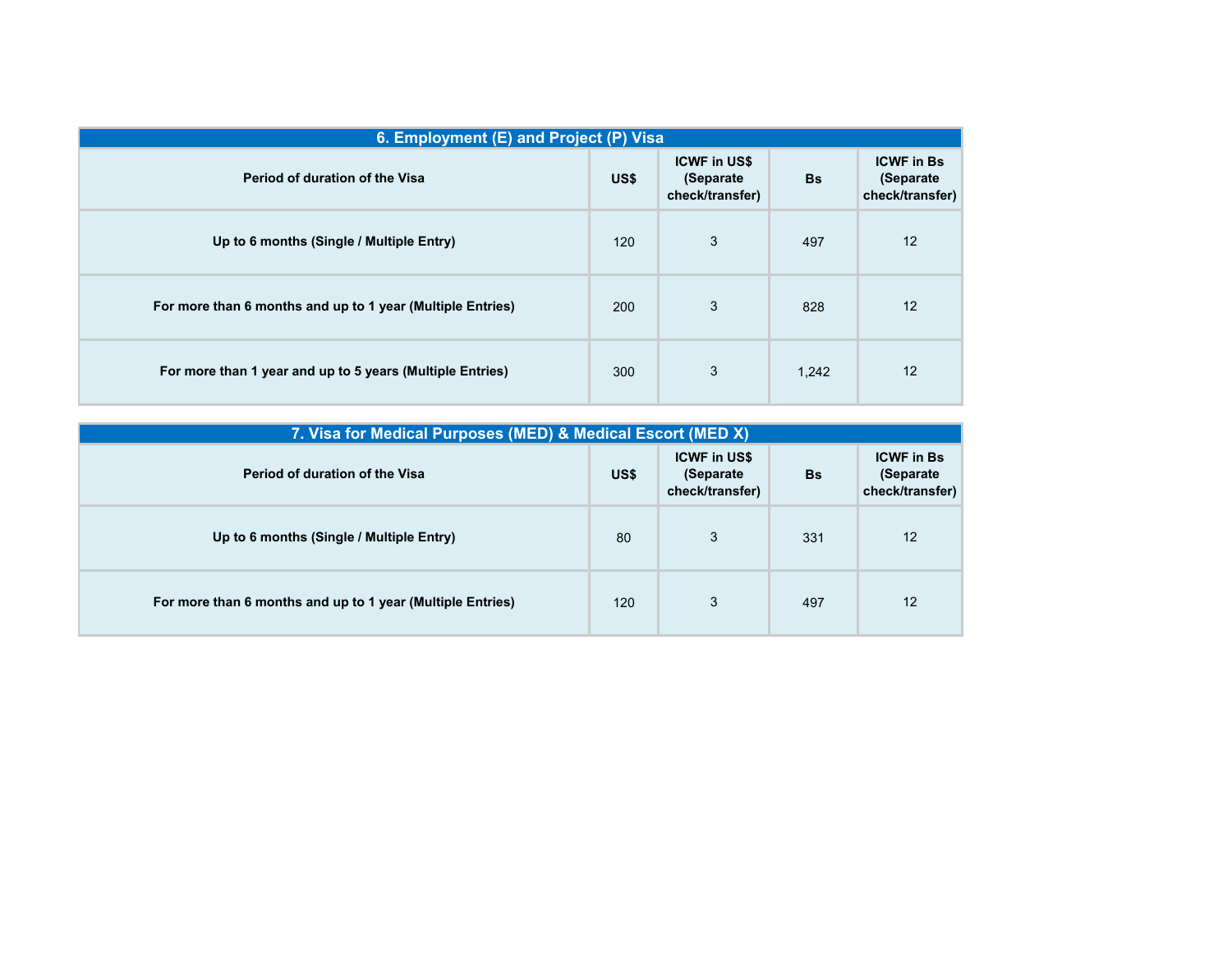| 6. Employment (E) and Project (P) Visa | | | | |
|---|---|---|---|---|
| **Period of duration of the Visa** | **US$** | **ICWF in US$ (Separate check/transfer)** | **Bs** | **ICWF in Bs (Separate check/transfer)** |
| **Up to 6 months (Single / Multiple Entry)** | 120 | 3 | 497 | 12 |
| **For more than 6 months and up to 1 year (Multiple Entries)** | 200 | 3 | 828 | 12 |
| **For more than 1 year and up to 5 years (Multiple Entries)** | 300 | 3 | 1,242 | 12 |

| 7. Visa for Medical Purposes (MED) & Medical Escort (MED X) | | | | |
|---|---|---|---|---|
| **Period of duration of the Visa** | **US$** | **ICWF in US$ (Separate check/transfer)** | **Bs** | **ICWF in Bs (Separate check/transfer)** |
| **Up to 6 months (Single / Multiple Entry)** | 80 | 3 | 331 | 12 |
| **For more than 6 months and up to 1 year (Multiple Entries)** | 120 | 3 | 497 | 12 |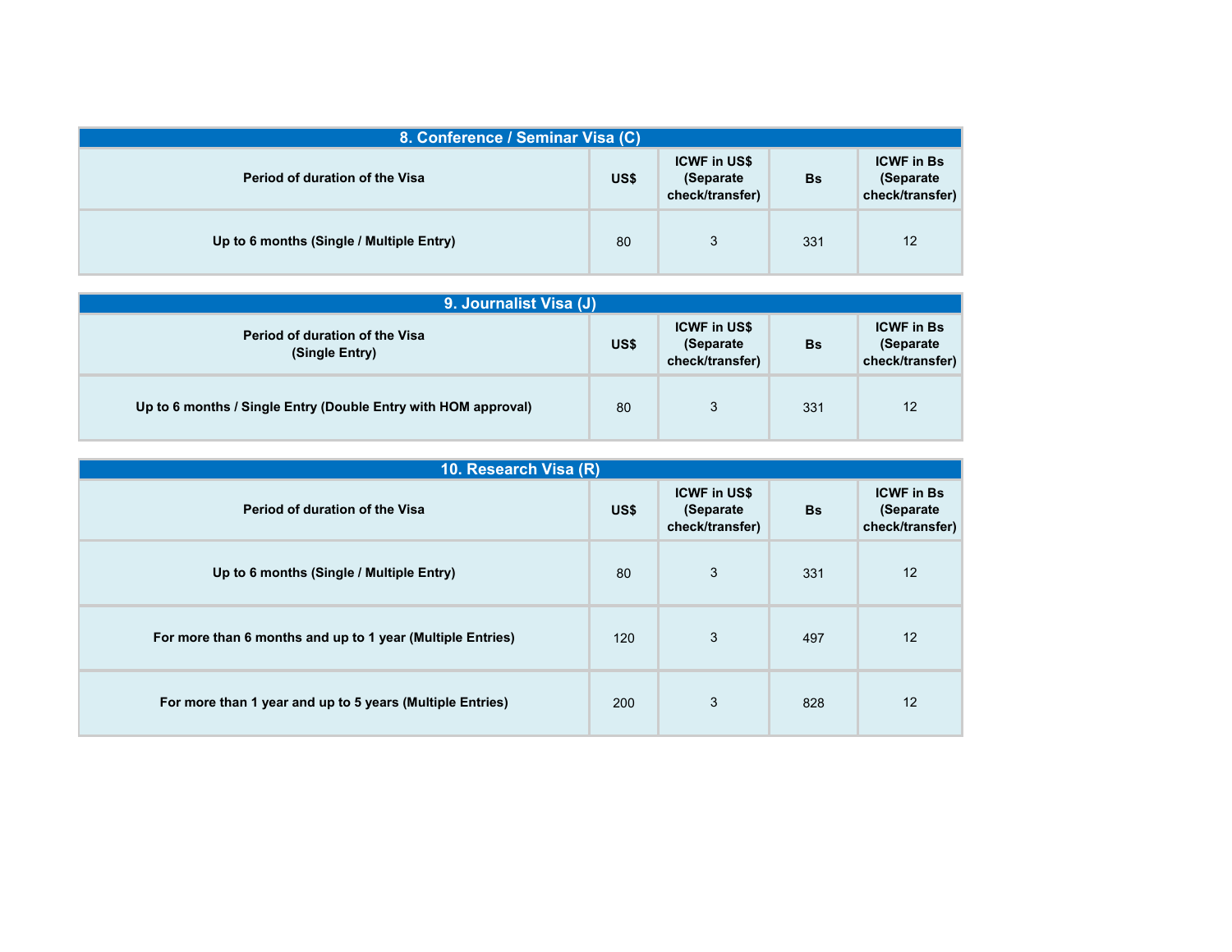## 8. Conference / Seminar Visa (C)

| Period of duration of the Visa | US$ | ICWF in US$ (Separate check/transfer) | Bs | ICWF in Bs (Separate check/transfer) |
|---|---|---|---|---|
| Up to 6 months (Single / Multiple Entry) | 80 | 3 | 331 | 12 |

## 9. Journalist Visa (J)

| Period of duration of the Visa (Single Entry) | US$ | ICWF in US$ (Separate check/transfer) | Bs | ICWF in Bs (Separate check/transfer) |
|---|---|---|---|---|
| Up to 6 months / Single Entry (Double Entry with HOM approval) | 80 | 3 | 331 | 12 |

## 10. Research Visa (R)

| Period of duration of the Visa | US$ | ICWF in US$ (Separate check/transfer) | Bs | ICWF in Bs (Separate check/transfer) |
|---|---|---|---|---|
| Up to 6 months (Single / Multiple Entry) | 80 | 3 | 331 | 12 |
| For more than 6 months and up to 1 year (Multiple Entries) | 120 | 3 | 497 | 12 |
| For more than 1 year and up to 5 years (Multiple Entries) | 200 | 3 | 828 | 12 |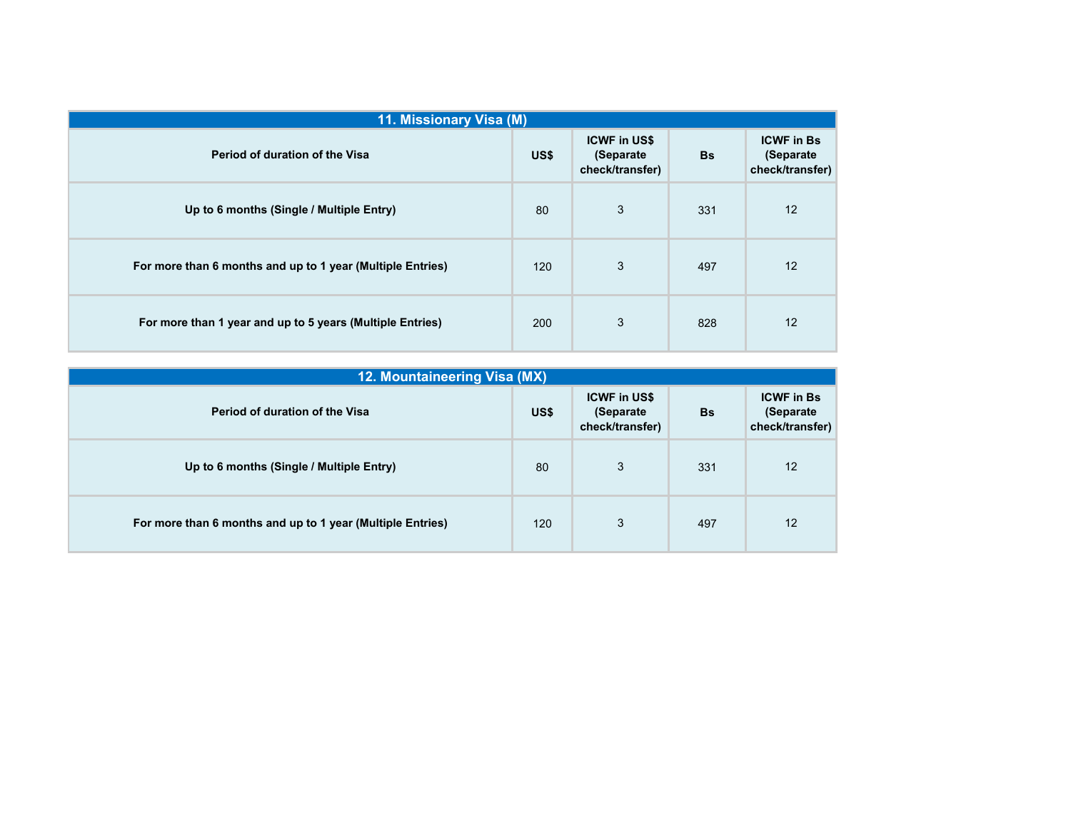| 11. Missionary Visa (M) | | | | |
|---|---|---|---|---|
| **Period of duration of the Visa** | **US$** | **ICWF in US$ (Separate check/transfer)** | **Bs** | **ICWF in Bs (Separate check/transfer)** |
| **Up to 6 months (Single / Multiple Entry)** | 80 | 3 | 331 | 12 |
| **For more than 6 months and up to 1 year (Multiple Entries)** | 120 | 3 | 497 | 12 |
| **For more than 1 year and up to 5 years (Multiple Entries)** | 200 | 3 | 828 | 12 |

| 12. Mountaineering Visa (MX) | | | | |
|---|---|---|---|---|
| **Period of duration of the Visa** | **US$** | **ICWF in US$ (Separate check/transfer)** | **Bs** | **ICWF in Bs (Separate check/transfer)** |
| **Up to 6 months (Single / Multiple Entry)** | 80 | 3 | 331 | 12 |
| **For more than 6 months and up to 1 year (Multiple Entries)** | 120 | 3 | 497 | 12 |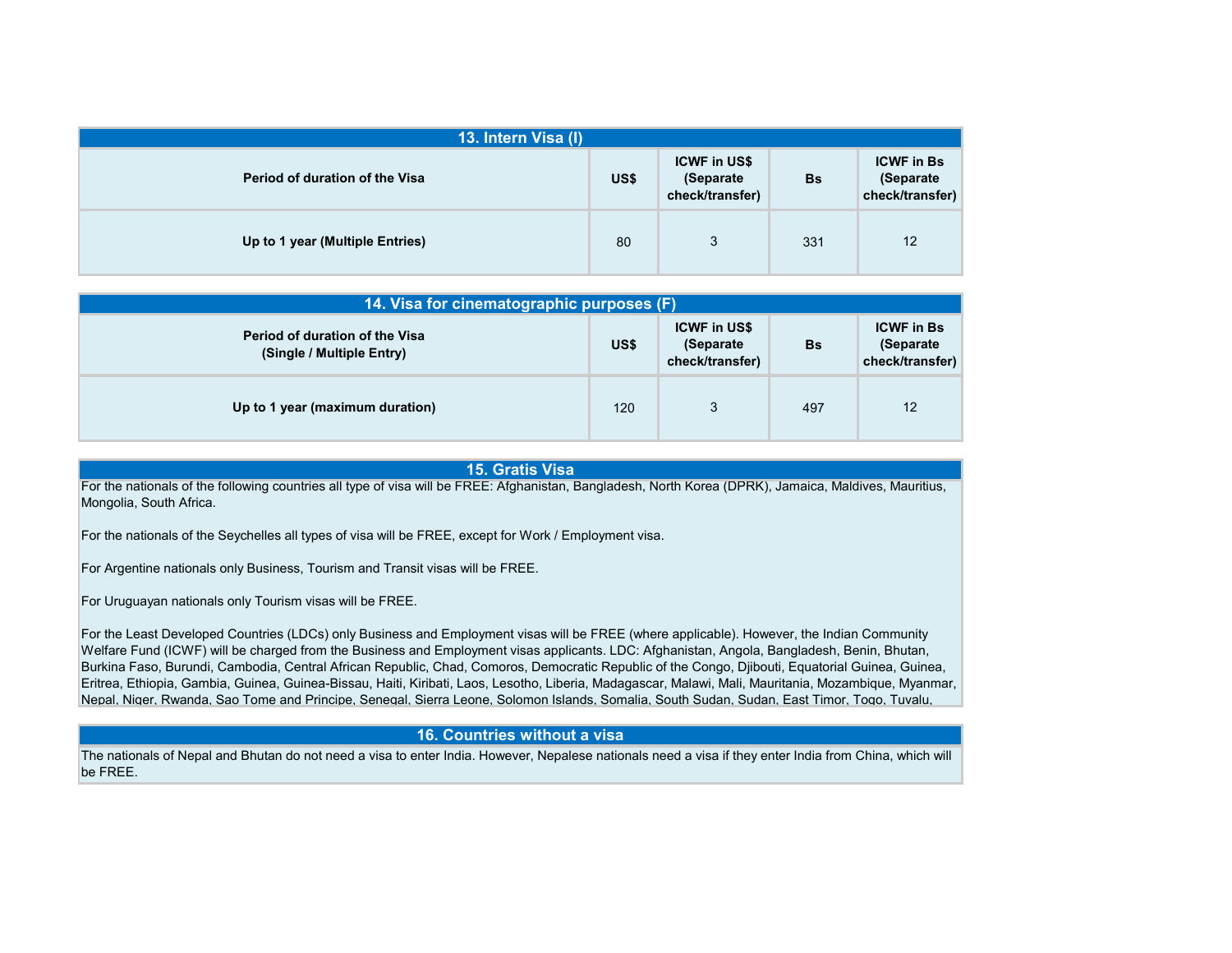## 13. Intern Visa (I)

| Period of duration of the Visa | US$ | ICWF in US$ (Separate check/transfer) | Bs | ICWF in Bs (Separate check/transfer) |
|---|---|---|---|---|
| Up to 1 year (Multiple Entries) | 80 | 3 | 331 | 12 |

## 14. Visa for cinematographic purposes (F)

| Period of duration of the Visa (Single / Multiple Entry) | US$ | ICWF in US$ (Separate check/transfer) | Bs | ICWF in Bs (Separate check/transfer) |
|---|---|---|---|---|
| Up to 1 year (maximum duration) | 120 | 3 | 497 | 12 |

## 15. Gratis Visa

For the nationals of the following countries all type of visa will be FREE: Afghanistan, Bangladesh, North Korea (DPRK), Jamaica, Maldives, Mauritius, Mongolia, South Africa.

For the nationals of the Seychelles all types of visa will be FREE, except for Work / Employment visa.

For Argentine nationals only Business, Tourism and Transit visas will be FREE.

For Uruguayan nationals only Tourism visas will be FREE.

For the Least Developed Countries (LDCs) only Business and Employment visas will be FREE (where applicable). However, the Indian Community Welfare Fund (ICWF) will be charged from the Business and Employment visas applicants. LDC: Afghanistan, Angola, Bangladesh, Benin, Bhutan, Burkina Faso, Burundi, Cambodia, Central African Republic, Chad, Comoros, Democratic Republic of the Congo, Djibouti, Equatorial Guinea, Guinea, Eritrea, Ethiopia, Gambia, Guinea, Guinea-Bissau, Haiti, Kiribati, Laos, Lesotho, Liberia, Madagascar, Malawi, Mali, Mauritania, Mozambique, Myanmar, Nepal, Niger, Rwanda, Sao Tome and Principe, Senegal, Sierra Leone, Solomon Islands, Somalia, South Sudan, Sudan, East Timor, Togo, Tuvalu,

## 16. Countries without a visa

The nationals of Nepal and Bhutan do not need a visa to enter India. However, Nepalese nationals need a visa if they enter India from China, which will be FREE.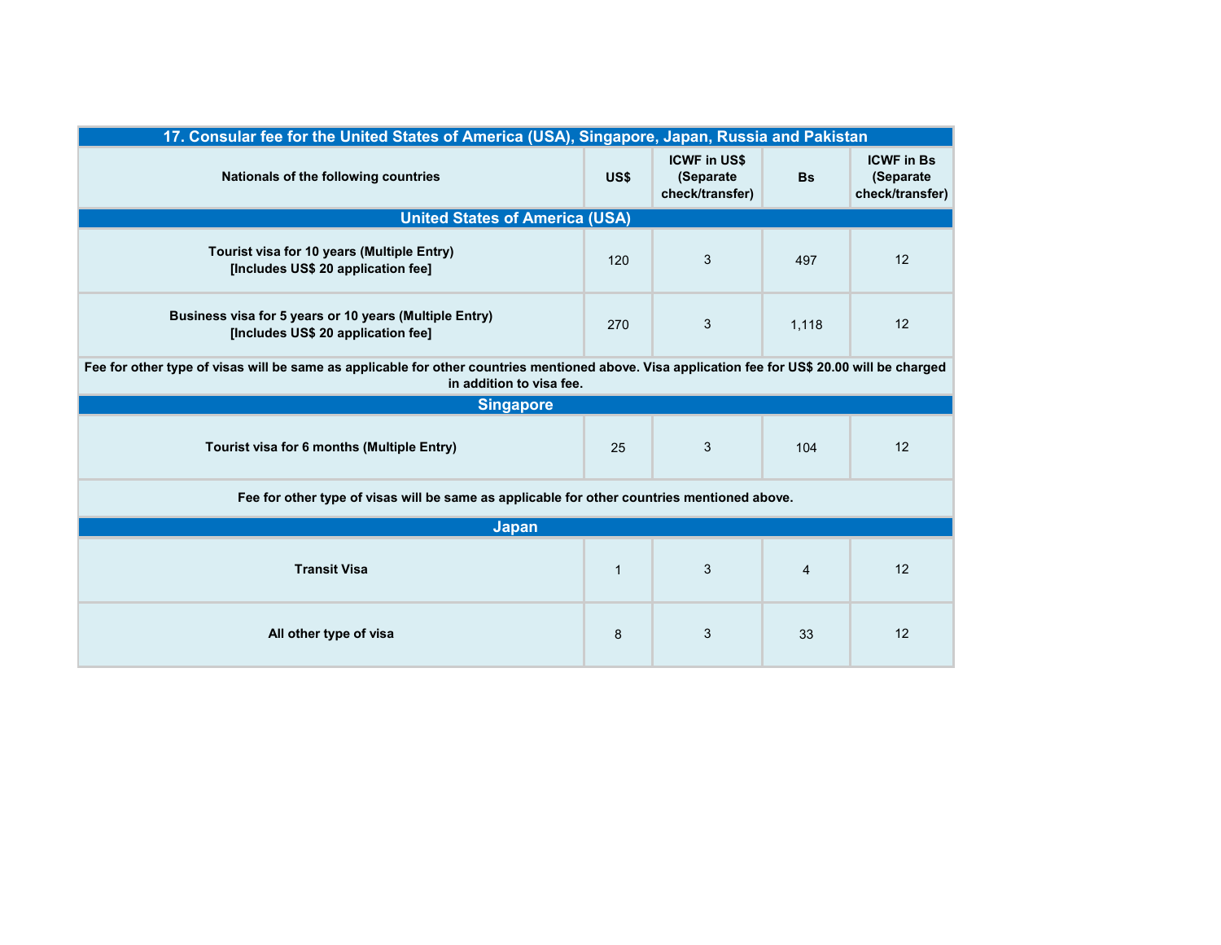| 17. Consular fee for the United States of America (USA), Singapore, Japan, Russia and Pakistan | | | | |
|---|---|---|---|---|
| **Nationals of the following countries** | **US$** | **ICWF in US$ (Separate check/transfer)** | **Bs** | **ICWF in Bs (Separate check/transfer)** |
| **United States of America (USA)** | | | | |
| **Tourist visa for 10 years (Multiple Entry) [Includes US$ 20 application fee]** | 120 | 3 | 497 | 12 |
| **Business visa for 5 years or 10 years (Multiple Entry) [Includes US$ 20 application fee]** | 270 | 3 | 1,118 | 12 |
| **Fee for other type of visas will be same as applicable for other countries mentioned above. Visa application fee for US$ 20.00 will be charged in addition to visa fee.** | | | | |
| **Singapore** | | | | |
| **Tourist visa for 6 months (Multiple Entry)** | 25 | 3 | 104 | 12 |
| **Fee for other type of visas will be same as applicable for other countries mentioned above.** | | | | |
| **Japan** | | | | |
| **Transit Visa** | 1 | 3 | 4 | 12 |
| **All other type of visa** | 8 | 3 | 33 | 12 |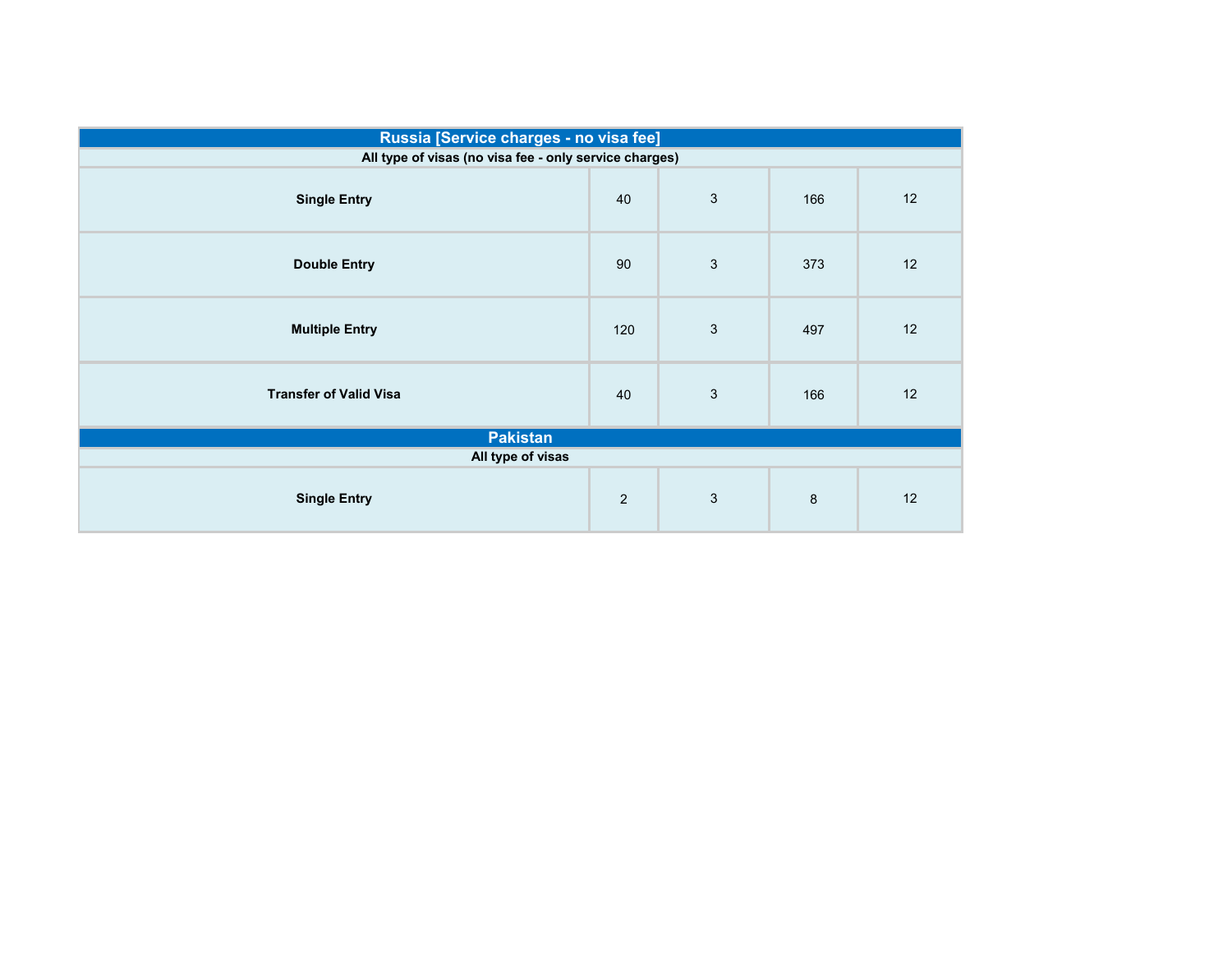| Russia [Service charges - no visa fee] | | | | |
|---|---|---|---|---|
| All type of visas (no visa fee - only service charges) | | | | |
| **Single Entry** | 40 | 3 | 166 | 12 |
| **Double Entry** | 90 | 3 | 373 | 12 |
| **Multiple Entry** | 120 | 3 | 497 | 12 |
| **Transfer of Valid Visa** | 40 | 3 | 166 | 12 |
| **Pakistan** | | | | |
| **All type of visas** | | | | |
| **Single Entry** | 2 | 3 | 8 | 12 |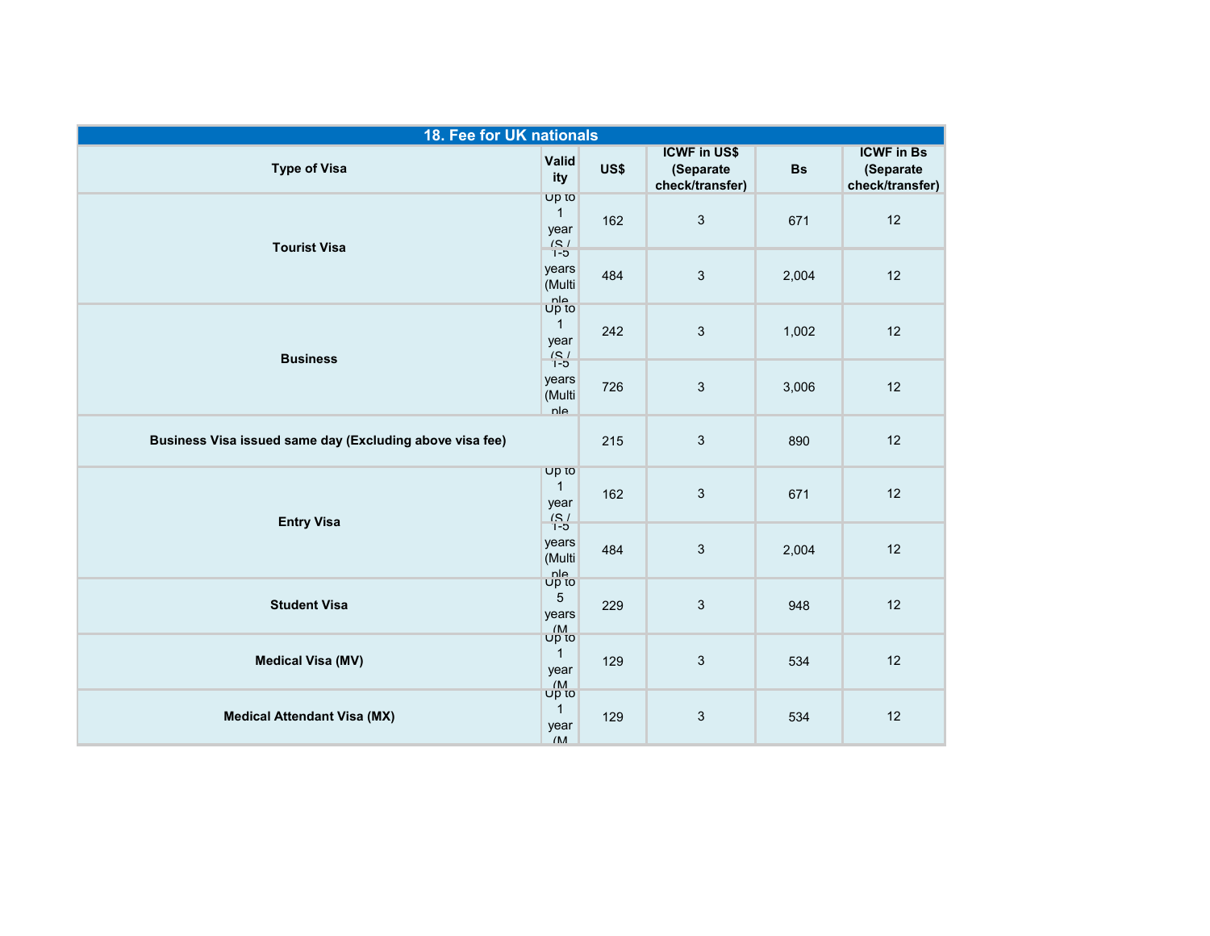| 18. Fee for UK nationals | | | | | |
|---|---|---|---|---|---|
| Type of Visa | Validity | US$ | ICWF in US$ (Separate check/transfer) | Bs | ICWF in Bs (Separate check/transfer) |
| Tourist Visa | Up to 1 year (S / | 162 | 3 | 671 | 12 |
| | 1-5 years (Multiple | 484 | 3 | 2,004 | 12 |
| Business | Up to 1 year (S / | 242 | 3 | 1,002 | 12 |
| | 1-5 years (Multiple | 726 | 3 | 3,006 | 12 |
| Business Visa issued same day (Excluding above visa fee) | | 215 | 3 | 890 | 12 |
| Entry Visa | Up to 1 year (S / | 162 | 3 | 671 | 12 |
| | 1-5 years (Multiple | 484 | 3 | 2,004 | 12 |
| Student Visa | Up to 5 years (M | 229 | 3 | 948 | 12 |
| Medical Visa (MV) | Up to 1 year (M | 129 | 3 | 534 | 12 |
| Medical Attendant Visa (MX) | Up to 1 year (M | 129 | 3 | 534 | 12 |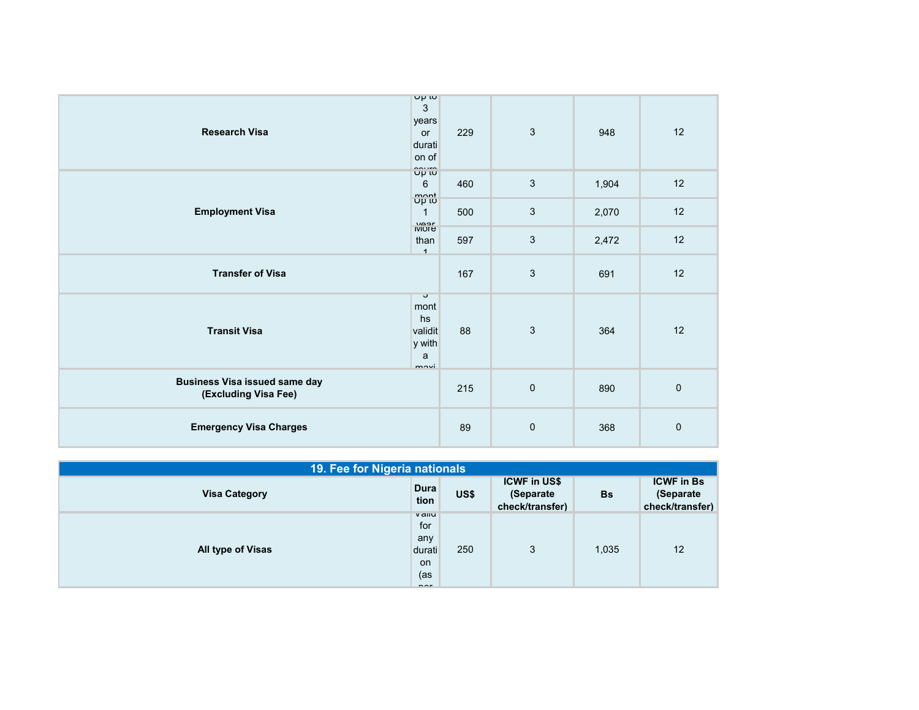| | | | | | |
|---|---|---|---|---|---|
| **Research Visa** | Up to 3 years or duration of cours | 229 | 3 | 948 | 12 |
| **Employment Visa** | Up to 6 mont | 460 | 3 | 1,904 | 12 |
| | Up to 1 year | 500 | 3 | 2,070 | 12 |
| | More than 1 | 597 | 3 | 2,472 | 12 |
| **Transfer of Visa** | | 167 | 3 | 691 | 12 |
| **Transit Visa** | 3 months validity with a maxi | 88 | 3 | 364 | 12 |
| **Business Visa issued same day (Excluding Visa Fee)** | | 215 | 0 | 890 | 0 |
| **Emergency Visa Charges** | | 89 | 0 | 368 | 0 |

## 19. Fee for Nigeria nationals

| Visa Category | Duration | US$ | ICWF in US$ (Separate check/transfer) | Bs | ICWF in Bs (Separate check/transfer) |
|---|---|---|---|---|---|
| **All type of Visas** | Valid for any duration (as per | 250 | 3 | 1,035 | 12 |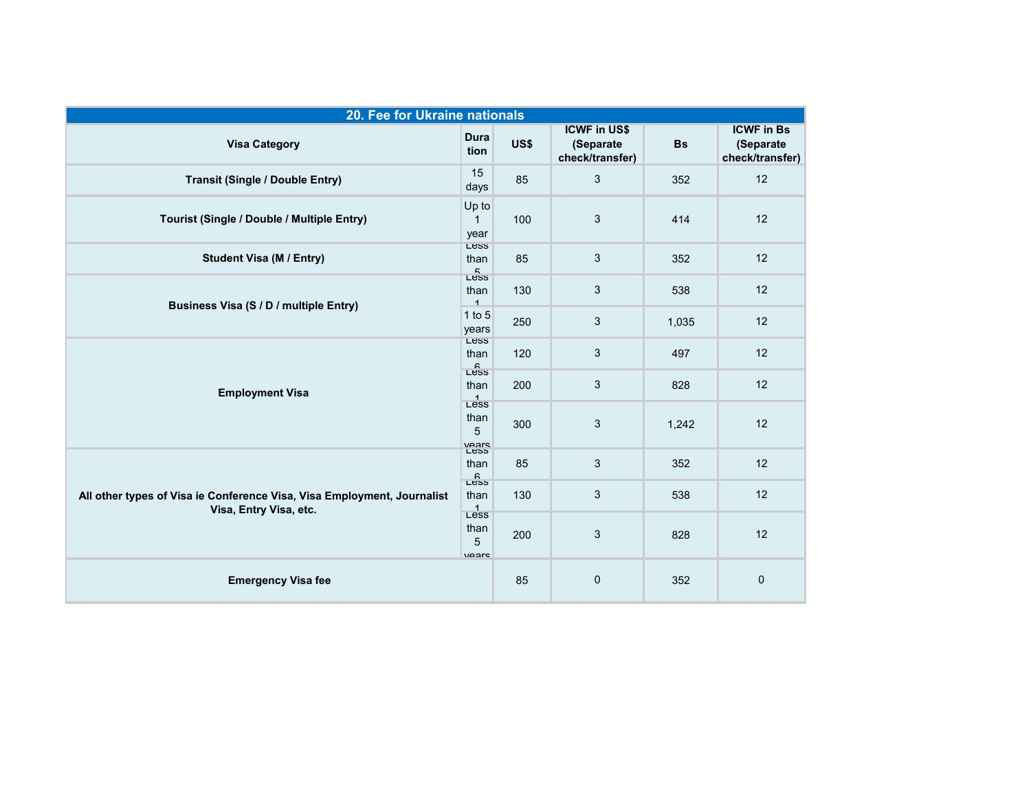| 20. Fee for Ukraine nationals | | | | | |
|---|---|---|---|---|---|
| **Visa Category** | **Duration** | **US$** | **ICWF in US$ (Separate check/transfer)** | **Bs** | **ICWF in Bs (Separate check/transfer)** |
| **Transit (Single / Double Entry)** | 15 days | 85 | 3 | 352 | 12 |
| **Tourist (Single / Double / Multiple Entry)** | Up to 1 year | 100 | 3 | 414 | 12 |
| **Student Visa (M / Entry)** | Less than 5 | 85 | 3 | 352 | 12 |
| **Business Visa (S / D / multiple Entry)** | Less than 1 | 130 | 3 | 538 | 12 |
| | 1 to 5 years | 250 | 3 | 1,035 | 12 |
| **Employment Visa** | Less than 6 | 120 | 3 | 497 | 12 |
| | Less than 1 | 200 | 3 | 828 | 12 |
| | Less than 5 years | 300 | 3 | 1,242 | 12 |
| **All other types of Visa ie Conference Visa, Visa Employment, Journalist Visa, Entry Visa, etc.** | Less than 6 | 85 | 3 | 352 | 12 |
| | Less than 1 | 130 | 3 | 538 | 12 |
| | Less than 5 years | 200 | 3 | 828 | 12 |
| **Emergency Visa fee** | | 85 | 0 | 352 | 0 |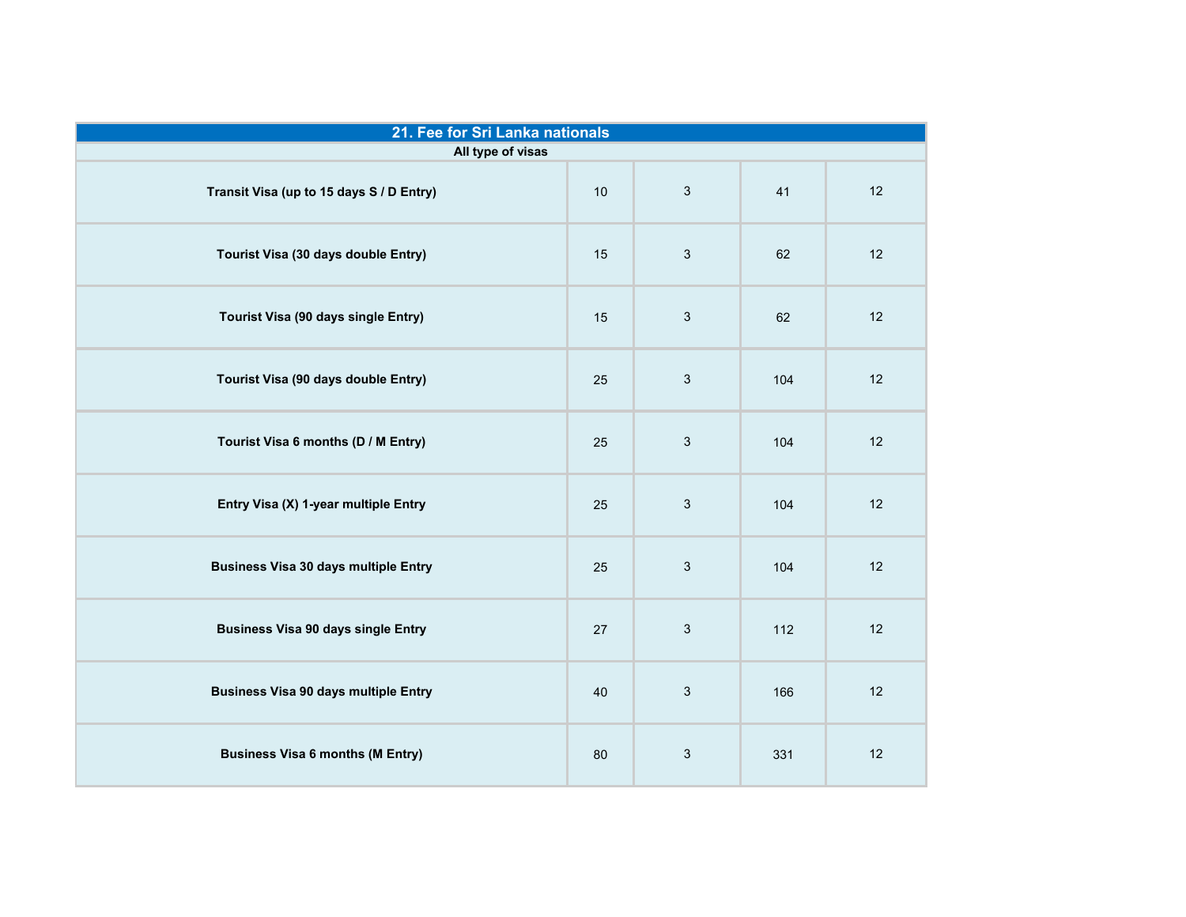| 21. Fee for Sri Lanka nationals | | | | |
|---|---|---|---|---|
| All type of visas | | | | |
| Transit Visa (up to 15 days S / D Entry) | 10 | 3 | 41 | 12 |
| Tourist Visa (30 days double Entry) | 15 | 3 | 62 | 12 |
| Tourist Visa (90 days single Entry) | 15 | 3 | 62 | 12 |
| Tourist Visa (90 days double Entry) | 25 | 3 | 104 | 12 |
| Tourist Visa 6 months (D / M Entry) | 25 | 3 | 104 | 12 |
| Entry Visa (X) 1-year multiple Entry | 25 | 3 | 104 | 12 |
| Business Visa 30 days multiple Entry | 25 | 3 | 104 | 12 |
| Business Visa 90 days single Entry | 27 | 3 | 112 | 12 |
| Business Visa 90 days multiple Entry | 40 | 3 | 166 | 12 |
| Business Visa 6 months (M Entry) | 80 | 3 | 331 | 12 |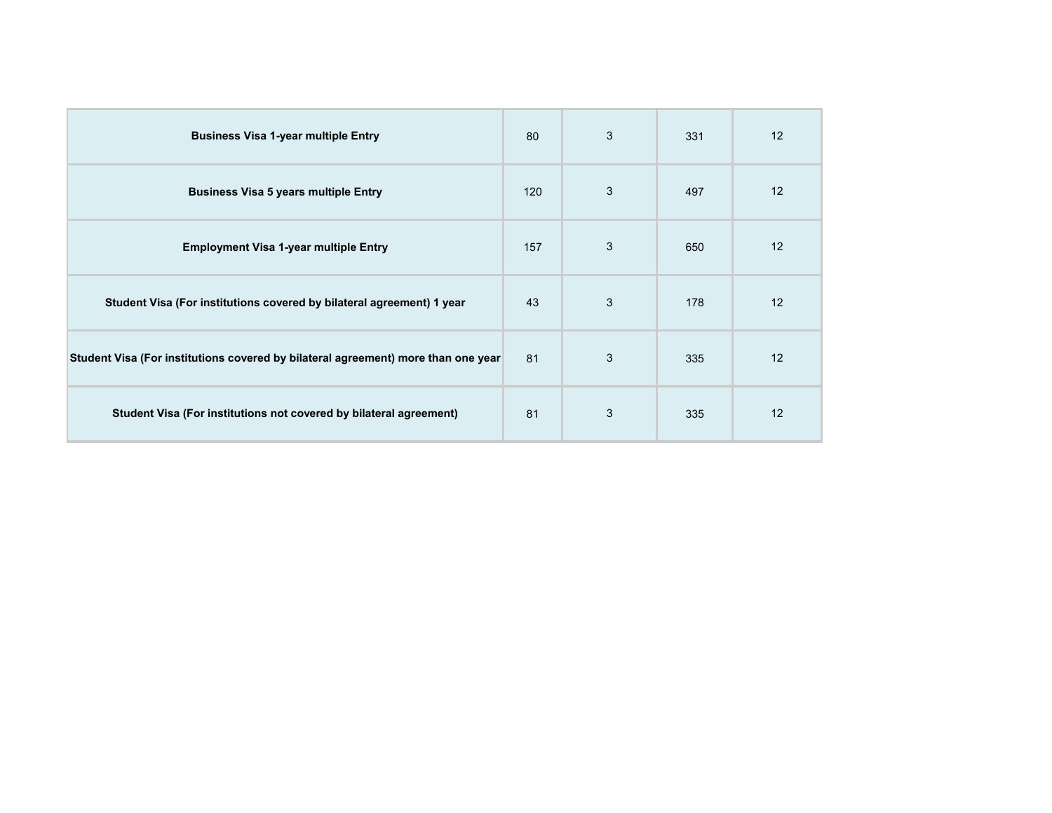| | | | | |
|---|---|---|---|---|
| **Business Visa 1-year multiple Entry** | 80 | 3 | 331 | 12 |
| **Business Visa 5 years multiple Entry** | 120 | 3 | 497 | 12 |
| **Employment Visa 1-year multiple Entry** | 157 | 3 | 650 | 12 |
| **Student Visa (For institutions covered by bilateral agreement) 1 year** | 43 | 3 | 178 | 12 |
| **Student Visa (For institutions covered by bilateral agreement) more than one year** | 81 | 3 | 335 | 12 |
| **Student Visa (For institutions not covered by bilateral agreement)** | 81 | 3 | 335 | 12 |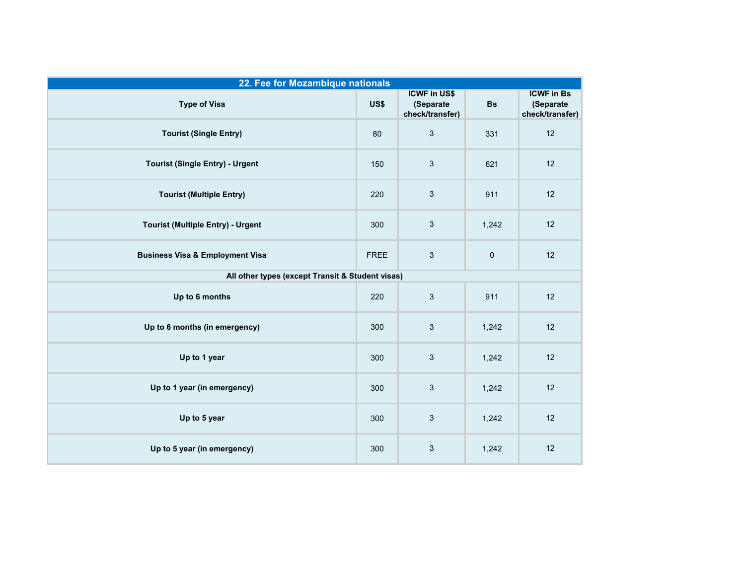| 22. Fee for Mozambique nationals | | | | |
|---|---|---|---|---|
| **Type of Visa** | **US$** | **ICWF in US$ (Separate check/transfer)** | **Bs** | **ICWF in Bs (Separate check/transfer)** |
| **Tourist (Single Entry)** | 80 | 3 | 331 | 12 |
| **Tourist (Single Entry) - Urgent** | 150 | 3 | 621 | 12 |
| **Tourist (Multiple Entry)** | 220 | 3 | 911 | 12 |
| **Tourist (Multiple Entry) - Urgent** | 300 | 3 | 1,242 | 12 |
| **Business Visa & Employment Visa** | FREE | 3 | 0 | 12 |
| **All other types (except Transit & Student visas)** | | | | |
| **Up to 6 months** | 220 | 3 | 911 | 12 |
| **Up to 6 months (in emergency)** | 300 | 3 | 1,242 | 12 |
| **Up to 1 year** | 300 | 3 | 1,242 | 12 |
| **Up to 1 year (in emergency)** | 300 | 3 | 1,242 | 12 |
| **Up to 5 year** | 300 | 3 | 1,242 | 12 |
| **Up to 5 year (in emergency)** | 300 | 3 | 1,242 | 12 |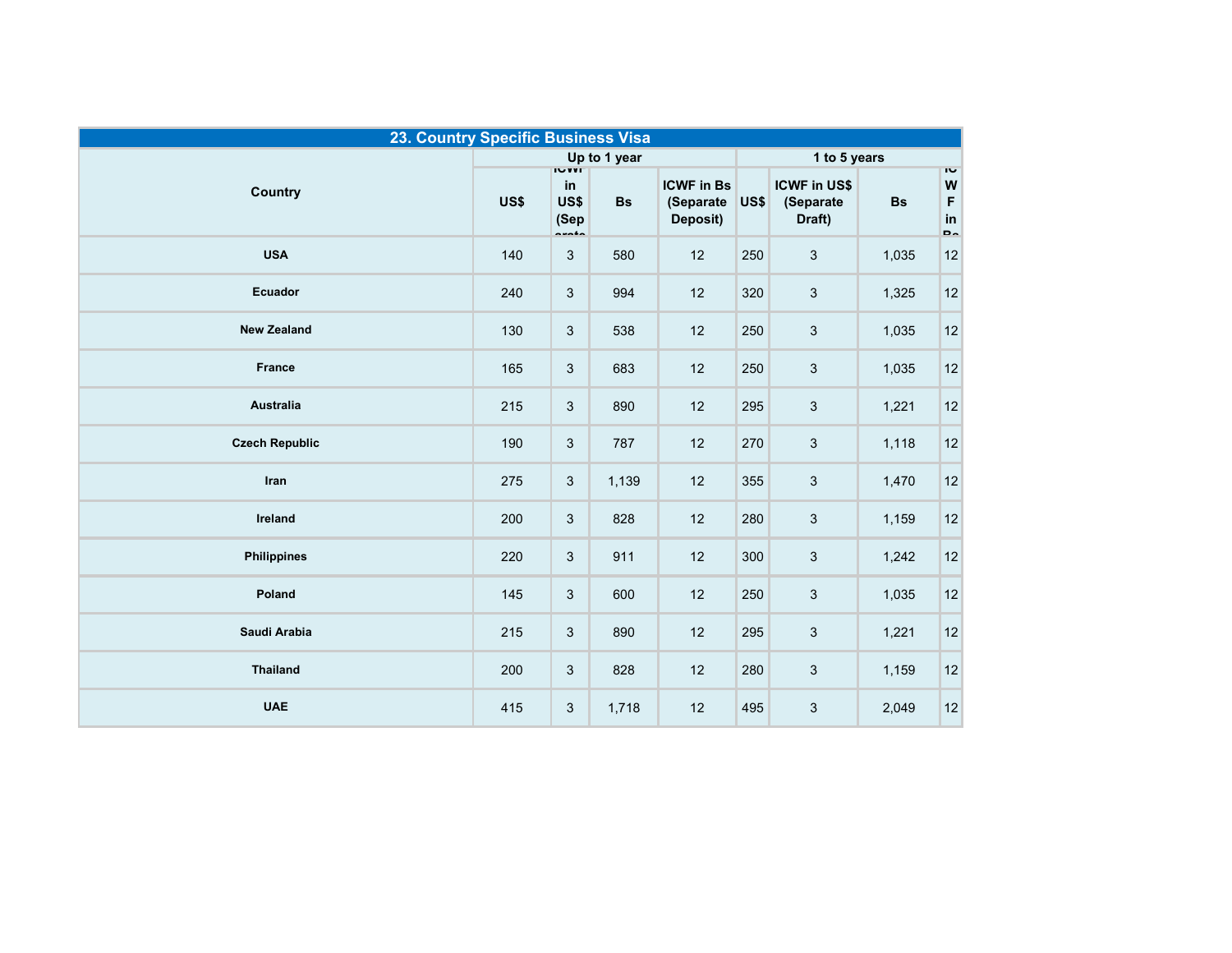| 23. Country Specific Business Visa | | | | | | | | |
|---|---|---|---|---|---|---|---|---|
| Country | Up to 1 year | | | | 1 to 5 years | | | |
| | US$ | ICWF in US$ (Separate | Bs | ICWF in Bs (Separate Deposit) | US$ | ICWF in US$ (Separate Draft) | Bs | ICWF in Bs |
| USA | 140 | 3 | 580 | 12 | 250 | 3 | 1,035 | 12 |
| Ecuador | 240 | 3 | 994 | 12 | 320 | 3 | 1,325 | 12 |
| New Zealand | 130 | 3 | 538 | 12 | 250 | 3 | 1,035 | 12 |
| France | 165 | 3 | 683 | 12 | 250 | 3 | 1,035 | 12 |
| Australia | 215 | 3 | 890 | 12 | 295 | 3 | 1,221 | 12 |
| Czech Republic | 190 | 3 | 787 | 12 | 270 | 3 | 1,118 | 12 |
| Iran | 275 | 3 | 1,139 | 12 | 355 | 3 | 1,470 | 12 |
| Ireland | 200 | 3 | 828 | 12 | 280 | 3 | 1,159 | 12 |
| Philippines | 220 | 3 | 911 | 12 | 300 | 3 | 1,242 | 12 |
| Poland | 145 | 3 | 600 | 12 | 250 | 3 | 1,035 | 12 |
| Saudi Arabia | 215 | 3 | 890 | 12 | 295 | 3 | 1,221 | 12 |
| Thailand | 200 | 3 | 828 | 12 | 280 | 3 | 1,159 | 12 |
| UAE | 415 | 3 | 1,718 | 12 | 495 | 3 | 2,049 | 12 |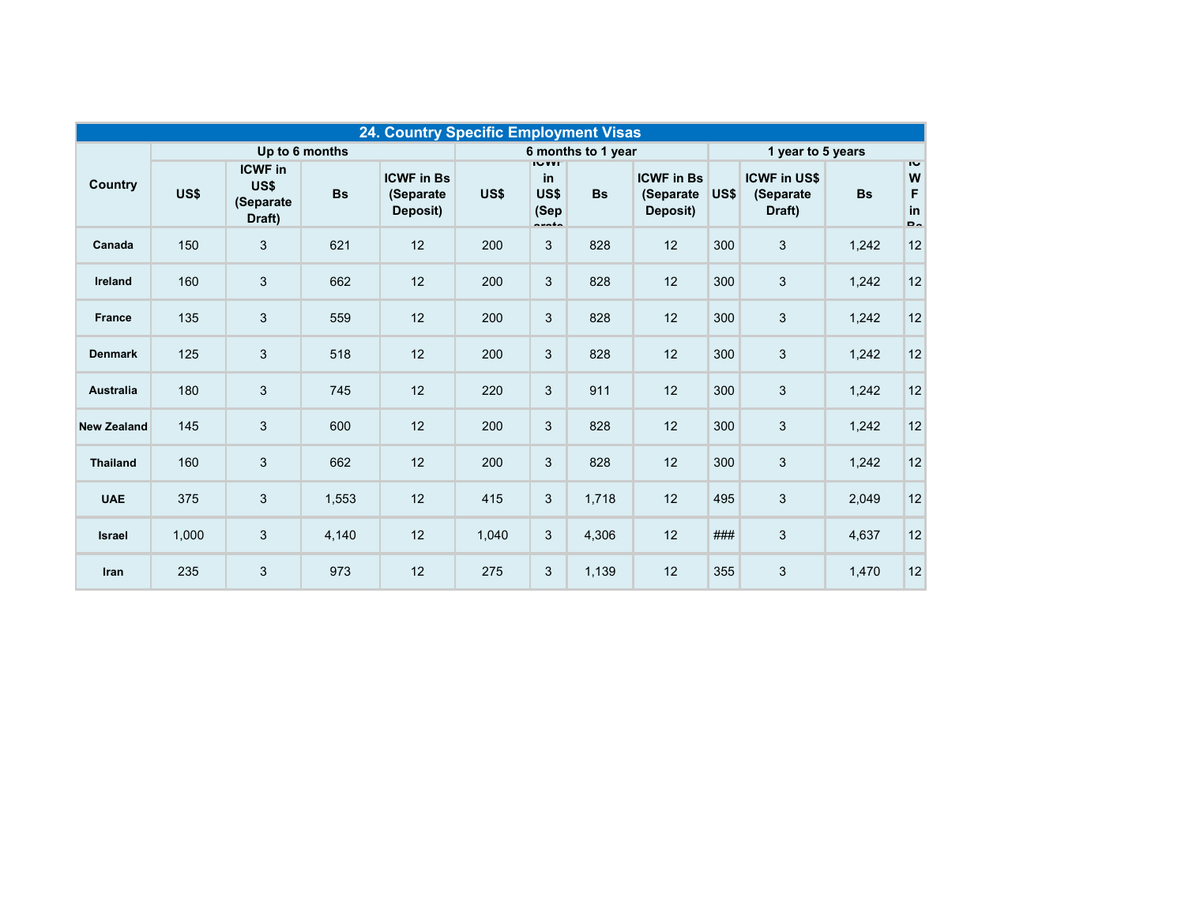| 24. Country Specific Employment Visas | | | | | | | | | | | | |
|---|---|---|---|---|---|---|---|---|---|---|---|---|
| Country | Up to 6 months | | | | 6 months to 1 year | | | | 1 year to 5 years | | | |
| | US$ | ICWF in US$ (Separate Draft) | Bs | ICWF in Bs (Separate Deposit) | US$ | ICWF in US$ (Sep arate | Bs | ICWF in Bs (Separate Deposit) | US$ | ICWF in US$ (Separate Draft) | Bs | ICWF in Bs |
| Canada | 150 | 3 | 621 | 12 | 200 | 3 | 828 | 12 | 300 | 3 | 1,242 | 12 |
| Ireland | 160 | 3 | 662 | 12 | 200 | 3 | 828 | 12 | 300 | 3 | 1,242 | 12 |
| France | 135 | 3 | 559 | 12 | 200 | 3 | 828 | 12 | 300 | 3 | 1,242 | 12 |
| Denmark | 125 | 3 | 518 | 12 | 200 | 3 | 828 | 12 | 300 | 3 | 1,242 | 12 |
| Australia | 180 | 3 | 745 | 12 | 220 | 3 | 911 | 12 | 300 | 3 | 1,242 | 12 |
| New Zealand | 145 | 3 | 600 | 12 | 200 | 3 | 828 | 12 | 300 | 3 | 1,242 | 12 |
| Thailand | 160 | 3 | 662 | 12 | 200 | 3 | 828 | 12 | 300 | 3 | 1,242 | 12 |
| UAE | 375 | 3 | 1,553 | 12 | 415 | 3 | 1,718 | 12 | 495 | 3 | 2,049 | 12 |
| Israel | 1,000 | 3 | 4,140 | 12 | 1,040 | 3 | 4,306 | 12 | ### | 3 | 4,637 | 12 |
| Iran | 235 | 3 | 973 | 12 | 275 | 3 | 1,139 | 12 | 355 | 3 | 1,470 | 12 |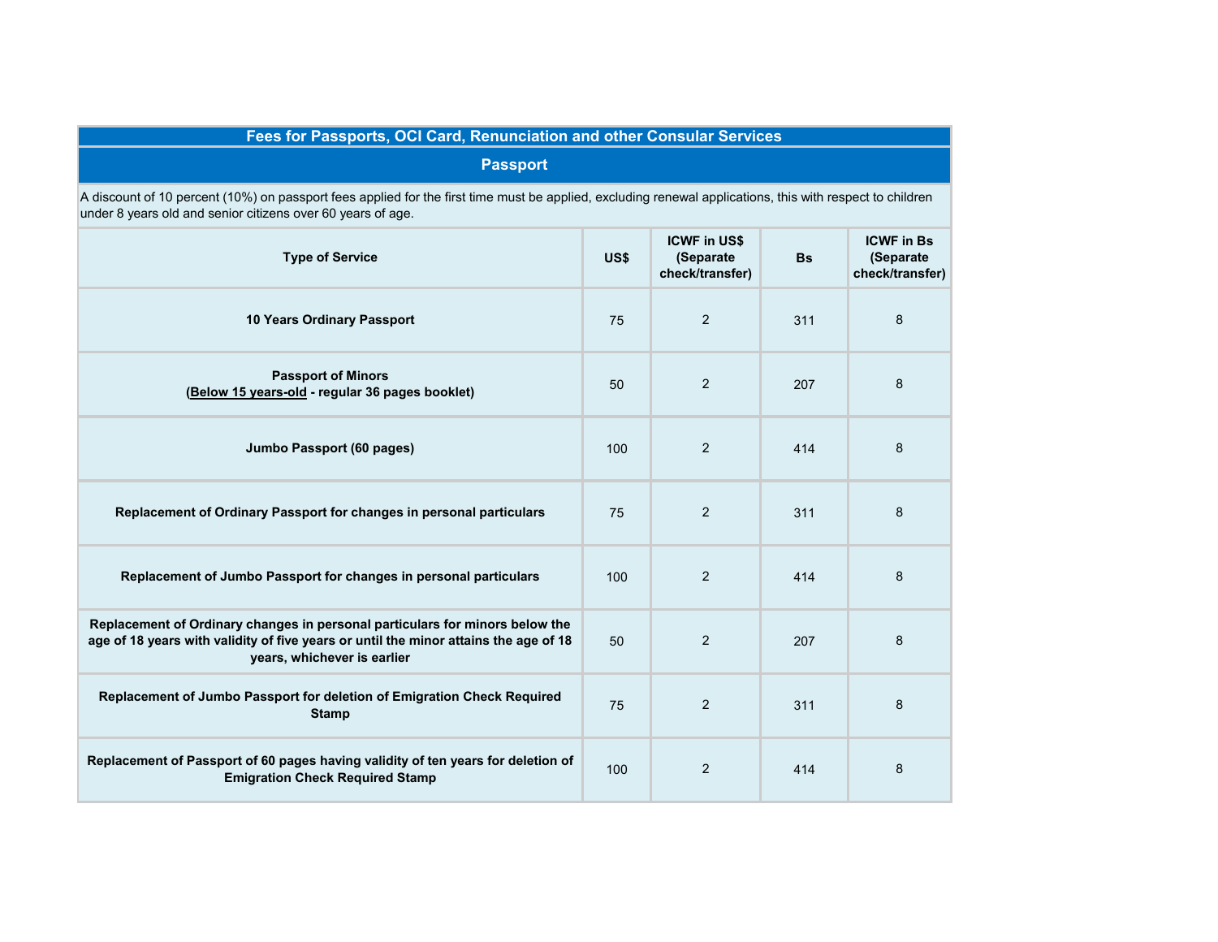## Fees for Passports, OCI Card, Renunciation and other Consular Services

### Passport

A discount of 10 percent (10%) on passport fees applied for the first time must be applied, excluding renewal applications, this with respect to children under 8 years old and senior citizens over 60 years of age.

| Type of Service | US$ | ICWF in US$ (Separate check/transfer) | Bs | ICWF in Bs (Separate check/transfer) |
|---|---|---|---|---|
| **10 Years Ordinary Passport** | 75 | 2 | 311 | 8 |
| **Passport of Minors (Below 15 years-old - regular 36 pages booklet)** | 50 | 2 | 207 | 8 |
| **Jumbo Passport (60 pages)** | 100 | 2 | 414 | 8 |
| **Replacement of Ordinary Passport for changes in personal particulars** | 75 | 2 | 311 | 8 |
| **Replacement of Jumbo Passport for changes in personal particulars** | 100 | 2 | 414 | 8 |
| **Replacement of Ordinary changes in personal particulars for minors below the age of 18 years with validity of five years or until the minor attains the age of 18 years, whichever is earlier** | 50 | 2 | 207 | 8 |
| **Replacement of Jumbo Passport for deletion of Emigration Check Required Stamp** | 75 | 2 | 311 | 8 |
| **Replacement of Passport of 60 pages having validity of ten years for deletion of Emigration Check Required Stamp** | 100 | 2 | 414 | 8 |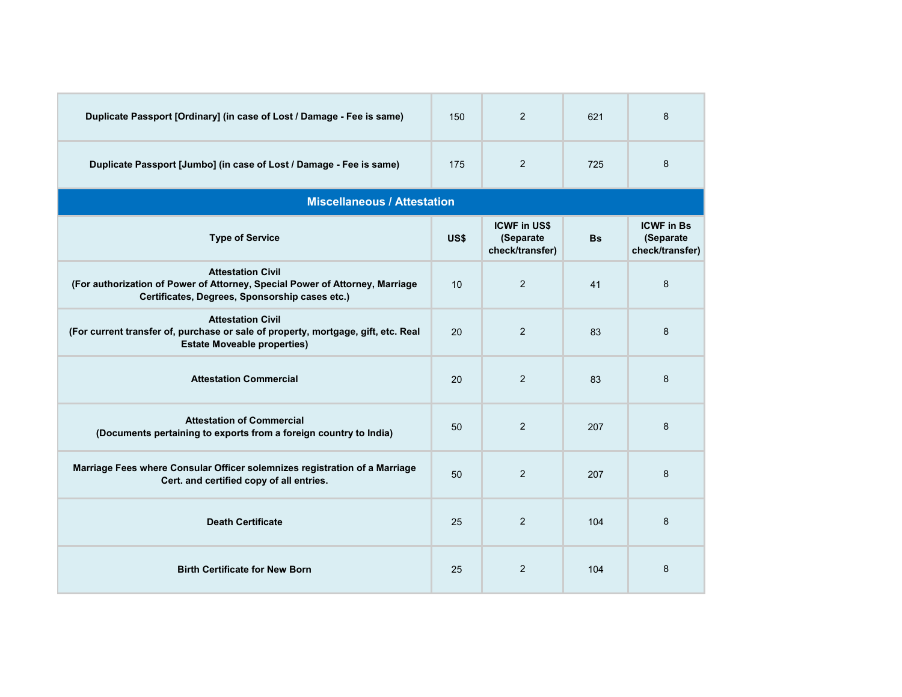| Duplicate Passport [Ordinary] (in case of Lost / Damage - Fee is same) | 150 | 2 | 621 | 8 |
|---|---|---|---|---|
| Duplicate Passport [Jumbo] (in case of Lost / Damage - Fee is same) | 175 | 2 | 725 | 8 |

**Miscellaneous / Attestation**

| Type of Service | US$ | ICWF in US$ (Separate check/transfer) | Bs | ICWF in Bs (Separate check/transfer) |
|---|---|---|---|---|
| Attestation Civil (For authorization of Power of Attorney, Special Power of Attorney, Marriage Certificates, Degrees, Sponsorship cases etc.) | 10 | 2 | 41 | 8 |
| Attestation Civil (For current transfer of, purchase or sale of property, mortgage, gift, etc. Real Estate Moveable properties) | 20 | 2 | 83 | 8 |
| Attestation Commercial | 20 | 2 | 83 | 8 |
| Attestation of Commercial (Documents pertaining to exports from a foreign country to India) | 50 | 2 | 207 | 8 |
| Marriage Fees where Consular Officer solemnizes registration of a Marriage Cert. and certified copy of all entries. | 50 | 2 | 207 | 8 |
| Death Certificate | 25 | 2 | 104 | 8 |
| Birth Certificate for New Born | 25 | 2 | 104 | 8 |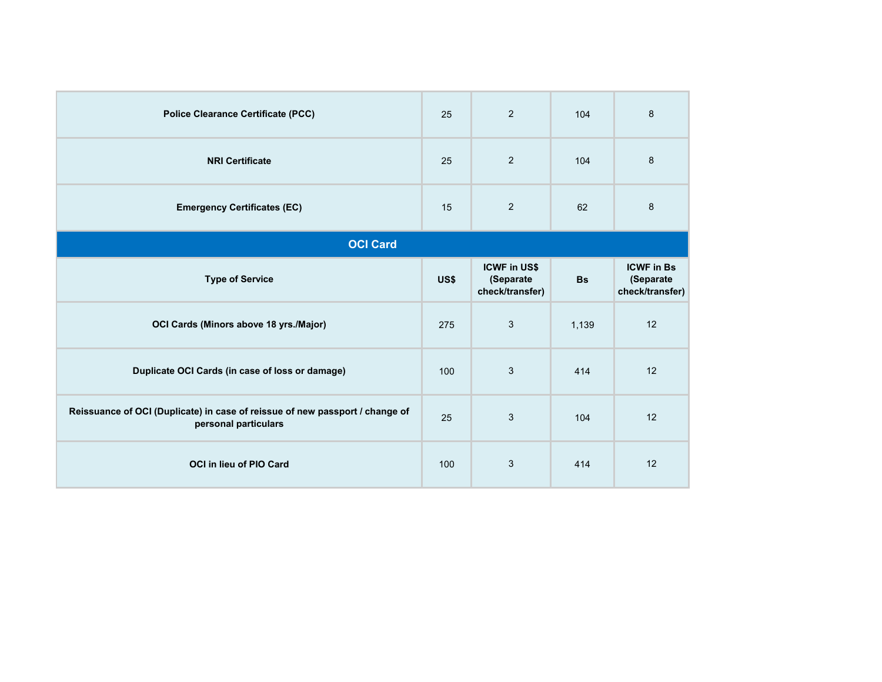| | | | | |
|---|---|---|---|---|
| **Police Clearance Certificate (PCC)** | 25 | 2 | 104 | 8 |
| **NRI Certificate** | 25 | 2 | 104 | 8 |
| **Emergency Certificates (EC)** | 15 | 2 | 62 | 8 |

## OCI Card

| Type of Service | US$ | ICWF in US$ (Separate check/transfer) | Bs | ICWF in Bs (Separate check/transfer) |
|---|---|---|---|---|
| **OCI Cards (Minors above 18 yrs./Major)** | 275 | 3 | 1,139 | 12 |
| **Duplicate OCI Cards (in case of loss or damage)** | 100 | 3 | 414 | 12 |
| **Reissuance of OCI (Duplicate) in case of reissue of new passport / change of personal particulars** | 25 | 3 | 104 | 12 |
| **OCI in lieu of PIO Card** | 100 | 3 | 414 | 12 |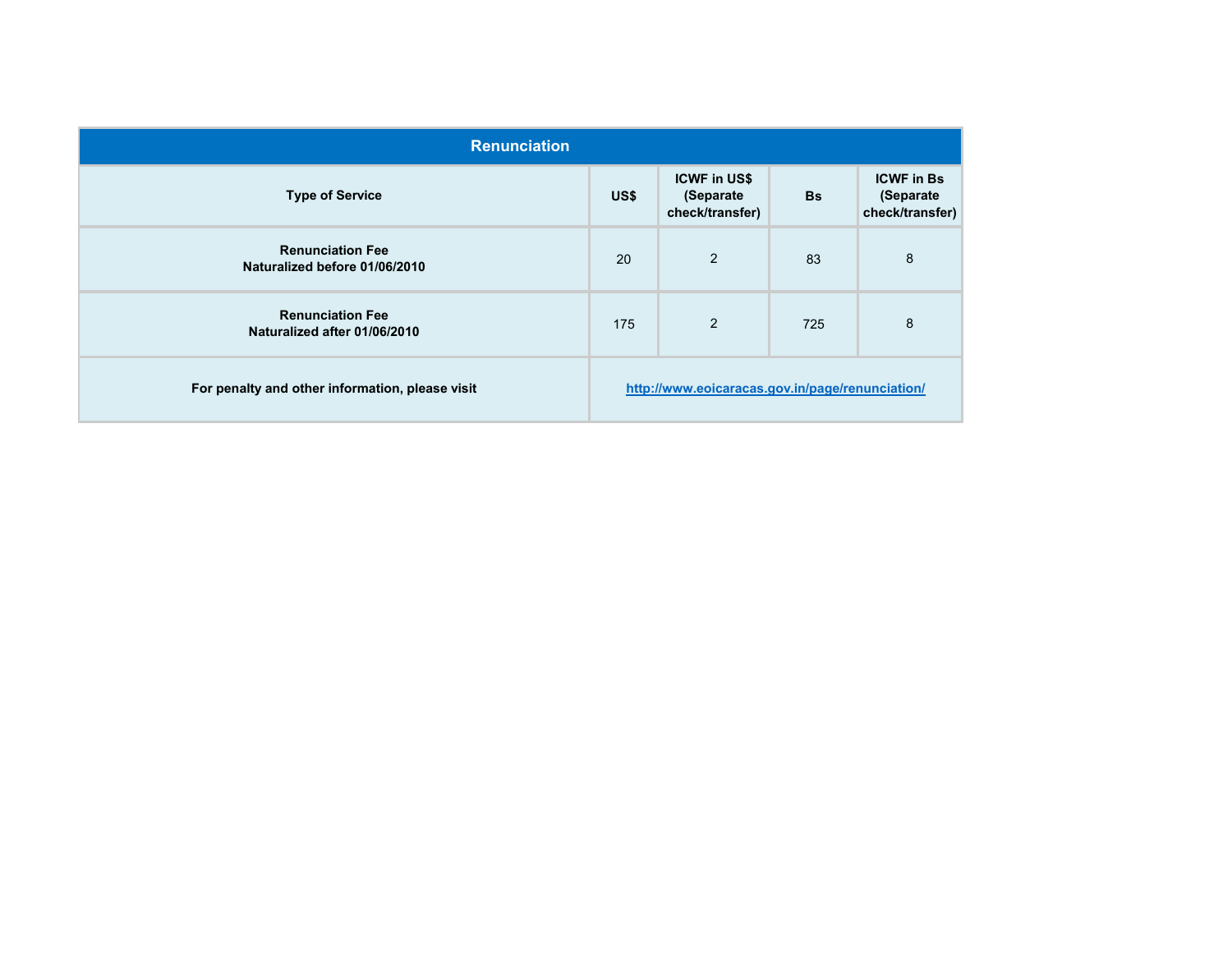| Renunciation | | | | |
|---|---|---|---|---|
| **Type of Service** | **US$** | **ICWF in US$ (Separate check/transfer)** | **Bs** | **ICWF in Bs (Separate check/transfer)** |
| **Renunciation Fee Naturalized before 01/06/2010** | 20 | 2 | 83 | 8 |
| **Renunciation Fee Naturalized after 01/06/2010** | 175 | 2 | 725 | 8 |
| **For penalty and other information, please visit** | http://www.eoicaracas.gov.in/page/renunciation/ | | | |